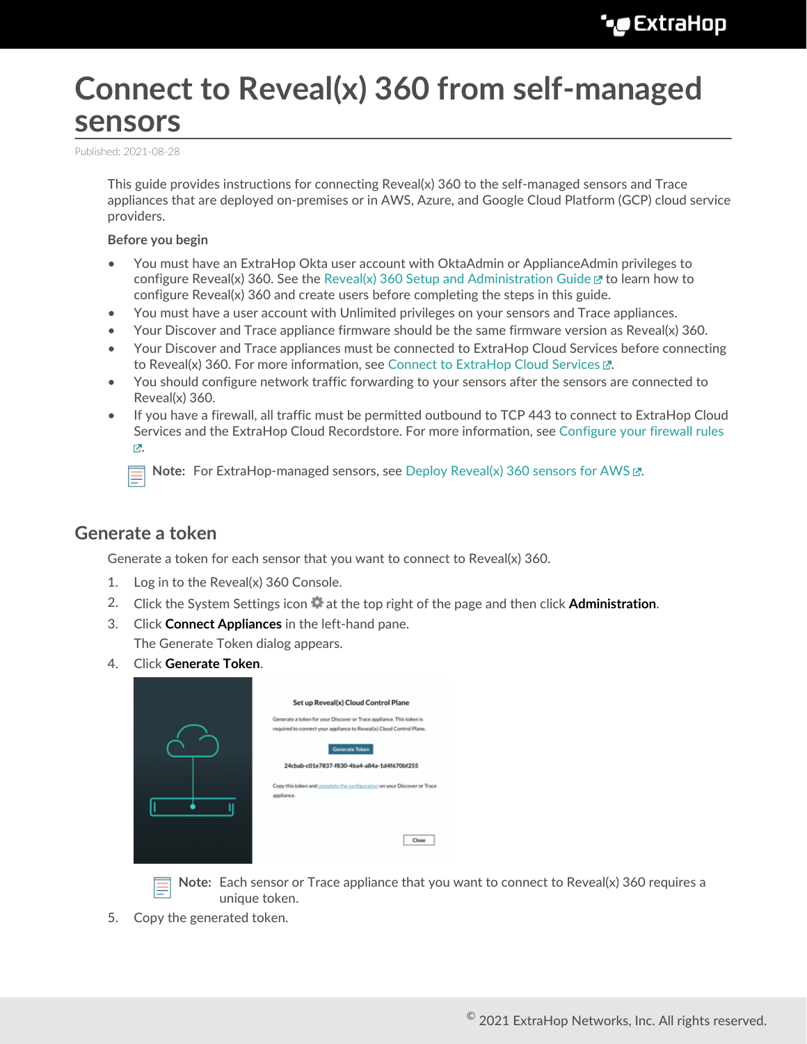# Connect to Reveal(x) 360 from self-managed sensors

Published: 2021-08-28

This guide provides instructions for connecting Reveal(x) 360 to the self-managed sensors and Trace appliances that are deployed on-premises or in AWS, Azure, and Google Cloud Platform (GCP) cloud service providers.

**Before you begin**

- You must have an ExtraHop Okta user account with OktaAdmin or ApplianceAdmin privileges to configure Reveal(x) 360. See the Reveal(x) 360 Setup and Administration Guide to learn how to configure Reveal(x) 360 and create users before completing the steps in this guide.
- You must have a user account with Unlimited privileges on your sensors and Trace appliances.
- Your Discover and Trace appliance firmware should be the same firmware version as Reveal(x) 360.
- Your Discover and Trace appliances must be connected to ExtraHop Cloud Services before connecting to Reveal(x) 360. For more information, see Connect to ExtraHop Cloud Services.
- You should configure network traffic forwarding to your sensors after the sensors are connected to Reveal(x) 360.
- If you have a firewall, all traffic must be permitted outbound to TCP 443 to connect to ExtraHop Cloud Services and the ExtraHop Cloud Recordstore. For more information, see Configure your firewall rules.

**Note:** For ExtraHop-managed sensors, see Deploy Reveal(x) 360 sensors for AWS.

## Generate a token

Generate a token for each sensor that you want to connect to Reveal(x) 360.

1. Log in to the Reveal(x) 360 Console.
2. Click the System Settings icon at the top right of the page and then click **Administration**.
3. Click **Connect Appliances** in the left-hand pane.
   The Generate Token dialog appears.
4. Click **Generate Token**.

   **Note:** Each sensor or Trace appliance that you want to connect to Reveal(x) 360 requires a unique token.
5. Copy the generated token.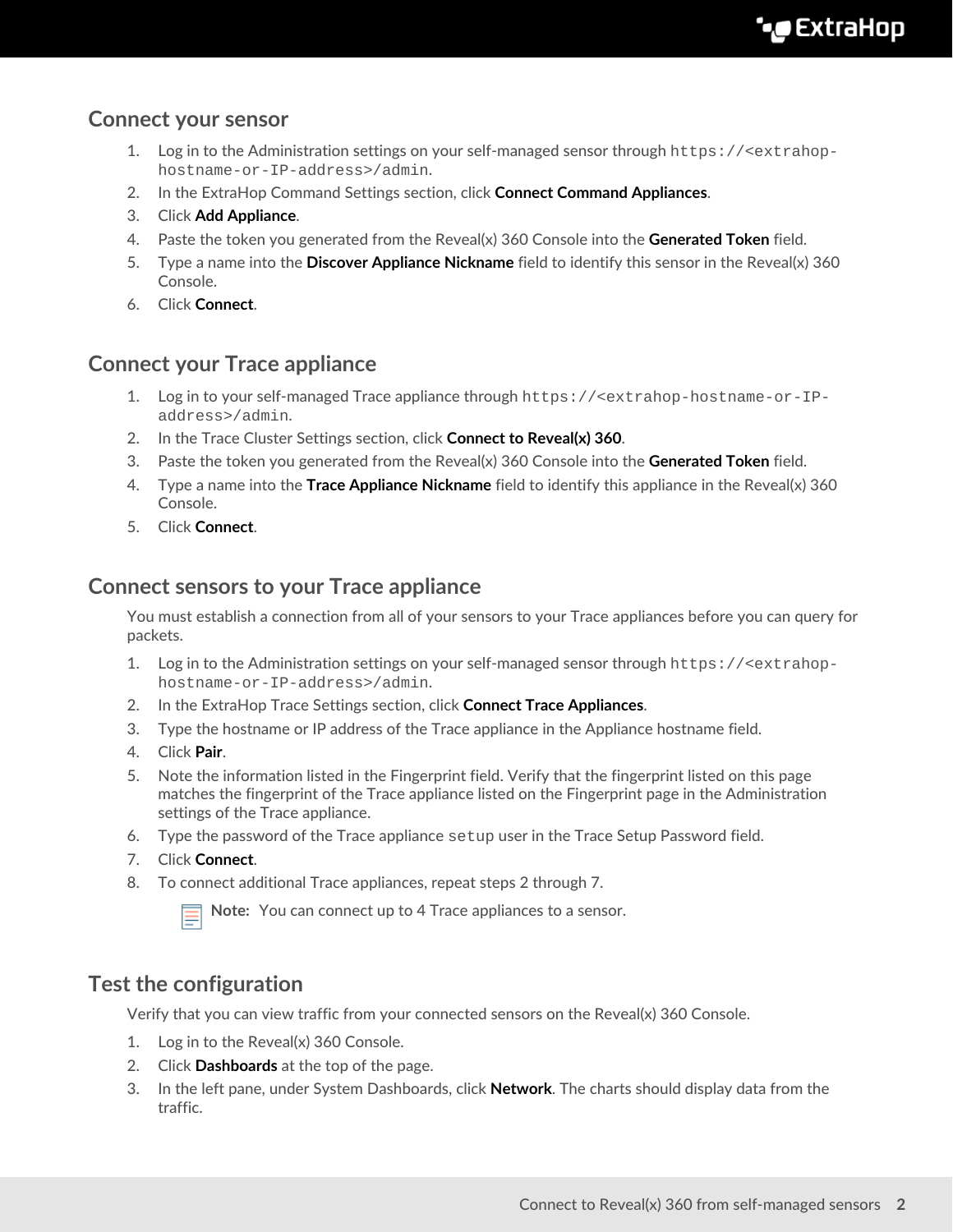## Connect your sensor

1. Log in to the Administration settings on your self-managed sensor through `https://<extrahop-hostname-or-IP-address>/admin`.
2. In the ExtraHop Command Settings section, click **Connect Command Appliances**.
3. Click **Add Appliance**.
4. Paste the token you generated from the Reveal(x) 360 Console into the **Generated Token** field.
5. Type a name into the **Discover Appliance Nickname** field to identify this sensor in the Reveal(x) 360 Console.
6. Click **Connect**.

## Connect your Trace appliance

1. Log in to your self-managed Trace appliance through `https://<extrahop-hostname-or-IP-address>/admin`.
2. In the Trace Cluster Settings section, click **Connect to Reveal(x) 360**.
3. Paste the token you generated from the Reveal(x) 360 Console into the **Generated Token** field.
4. Type a name into the **Trace Appliance Nickname** field to identify this appliance in the Reveal(x) 360 Console.
5. Click **Connect**.

## Connect sensors to your Trace appliance

You must establish a connection from all of your sensors to your Trace appliances before you can query for packets.

1. Log in to the Administration settings on your self-managed sensor through `https://<extrahop-hostname-or-IP-address>/admin`.
2. In the ExtraHop Trace Settings section, click **Connect Trace Appliances**.
3. Type the hostname or IP address of the Trace appliance in the Appliance hostname field.
4. Click **Pair**.
5. Note the information listed in the Fingerprint field. Verify that the fingerprint listed on this page matches the fingerprint of the Trace appliance listed on the Fingerprint page in the Administration settings of the Trace appliance.
6. Type the password of the Trace appliance `setup` user in the Trace Setup Password field.
7. Click **Connect**.
8. To connect additional Trace appliances, repeat steps 2 through 7.

   **Note:** You can connect up to 4 Trace appliances to a sensor.

## Test the configuration

Verify that you can view traffic from your connected sensors on the Reveal(x) 360 Console.

1. Log in to the Reveal(x) 360 Console.
2. Click **Dashboards** at the top of the page.
3. In the left pane, under System Dashboards, click **Network**. The charts should display data from the traffic.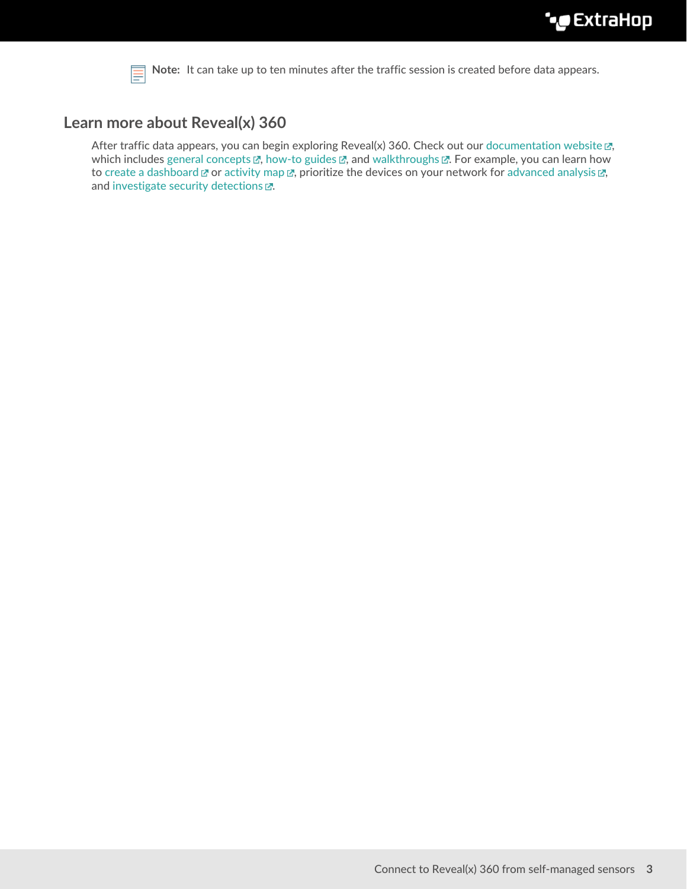**Note:** It can take up to ten minutes after the traffic session is created before data appears.

## Learn more about Reveal(x) 360

After traffic data appears, you can begin exploring Reveal(x) 360. Check out our documentation website, which includes general concepts, how-to guides, and walkthroughs. For example, you can learn how to create a dashboard or activity map, prioritize the devices on your network for advanced analysis, and investigate security detections.